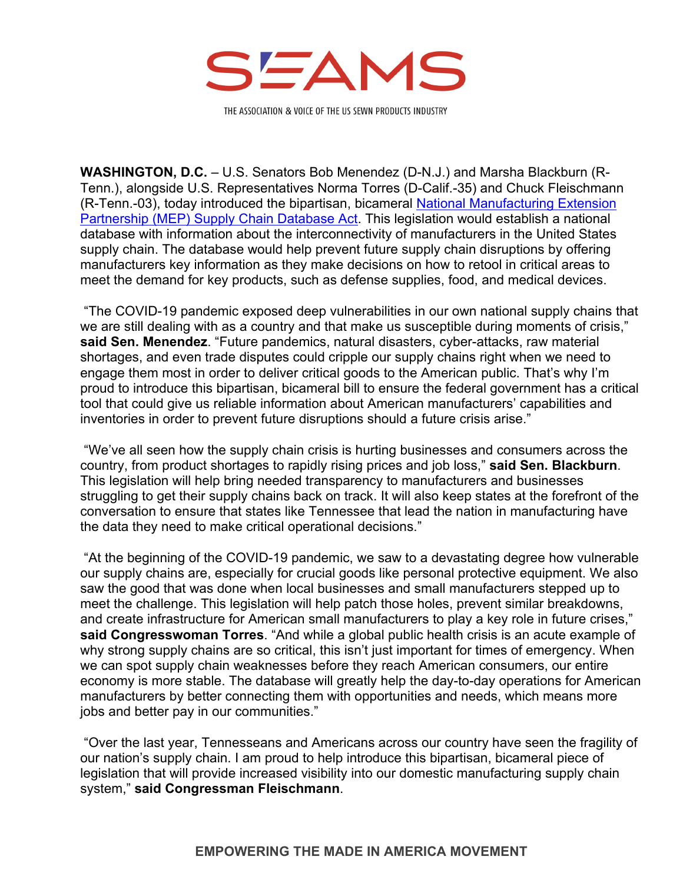# SEAMS

THE ASSOCIATION & VOICE OF THE US SEWN PRODUCTS INDUSTRY

**WASHINGTON, D.C.** – U.S. Senators Bob Menendez (D-N.J.) and Marsha Blackburn (R-Tenn.), alongside U.S. Representatives Norma Torres (D-Calif.-35) and Chuck Fleischmann (R-Tenn.-03), today introduced the bipartisan, bicameral National Manufacturing Extension Partnership (MEP) Supply Chain Database Act. This legislation would establish a national database with information about the interconnectivity of manufacturers in the United States supply chain. The database would help prevent future supply chain disruptions by offering manufacturers key information as they make decisions on how to retool in critical areas to meet the demand for key products, such as defense supplies, food, and medical devices.

"The COVID-19 pandemic exposed deep vulnerabilities in our own national supply chains that we are still dealing with as a country and that make us susceptible during moments of crisis," **said Sen. Menendez**. "Future pandemics, natural disasters, cyber-attacks, raw material shortages, and even trade disputes could cripple our supply chains right when we need to engage them most in order to deliver critical goods to the American public. That's why I'm proud to introduce this bipartisan, bicameral bill to ensure the federal government has a critical tool that could give us reliable information about American manufacturers' capabilities and inventories in order to prevent future disruptions should a future crisis arise."

"We've all seen how the supply chain crisis is hurting businesses and consumers across the country, from product shortages to rapidly rising prices and job loss," **said Sen. Blackburn**. This legislation will help bring needed transparency to manufacturers and businesses struggling to get their supply chains back on track. It will also keep states at the forefront of the conversation to ensure that states like Tennessee that lead the nation in manufacturing have the data they need to make critical operational decisions."

"At the beginning of the COVID-19 pandemic, we saw to a devastating degree how vulnerable our supply chains are, especially for crucial goods like personal protective equipment. We also saw the good that was done when local businesses and small manufacturers stepped up to meet the challenge. This legislation will help patch those holes, prevent similar breakdowns, and create infrastructure for American small manufacturers to play a key role in future crises," **said Congresswoman Torres**. "And while a global public health crisis is an acute example of why strong supply chains are so critical, this isn't just important for times of emergency. When we can spot supply chain weaknesses before they reach American consumers, our entire economy is more stable. The database will greatly help the day-to-day operations for American manufacturers by better connecting them with opportunities and needs, which means more jobs and better pay in our communities."

"Over the last year, Tennesseans and Americans across our country have seen the fragility of our nation's supply chain. I am proud to help introduce this bipartisan, bicameral piece of legislation that will provide increased visibility into our domestic manufacturing supply chain system," **said Congressman Fleischmann**.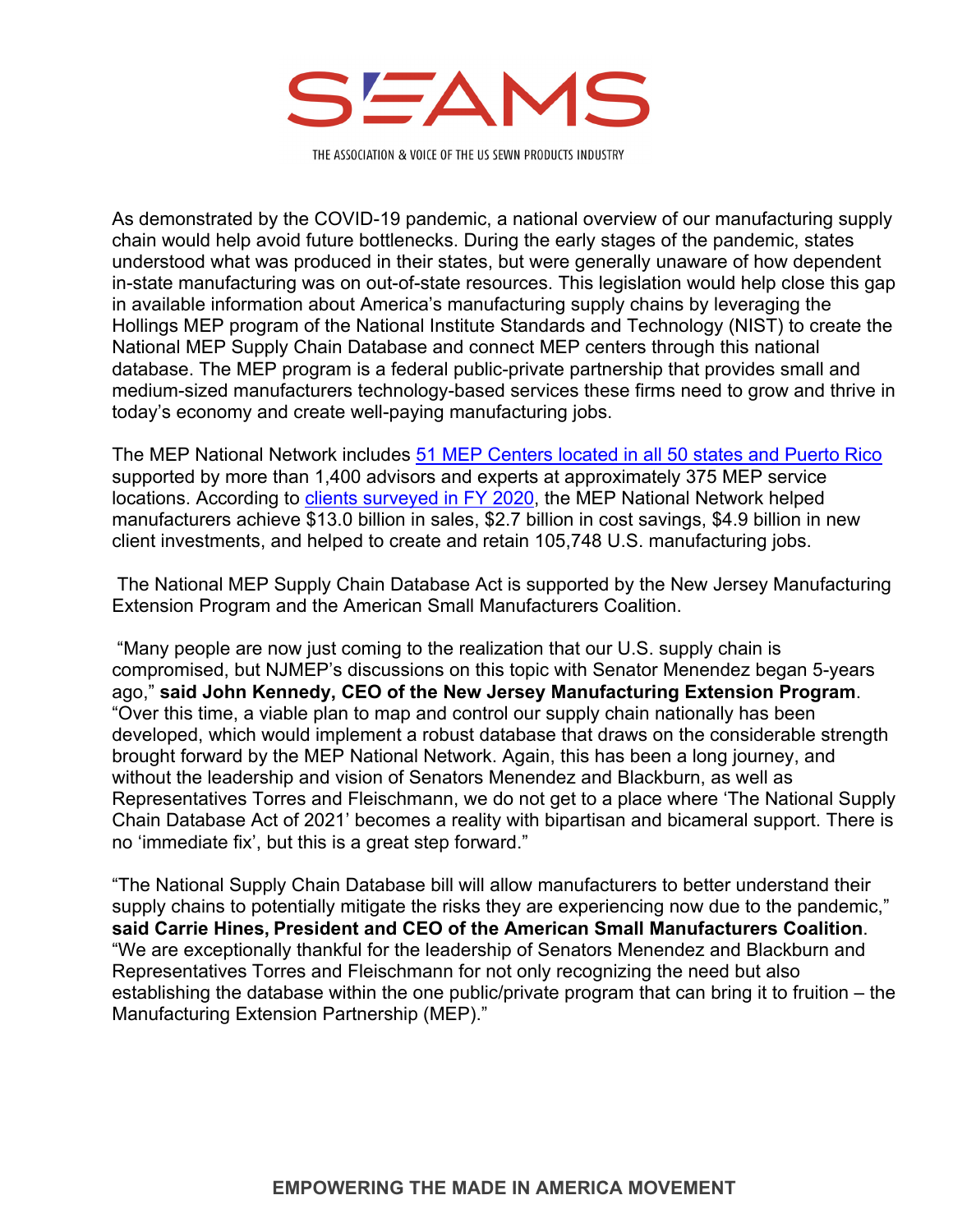As demonstrated by the COVID-19 pandemic, a national overview of our manufacturing supply chain would help avoid future bottlenecks. During the early stages of the pandemic, states understood what was produced in their states, but were generally unaware of how dependent in-state manufacturing was on out-of-state resources. This legislation would help close this gap in available information about America's manufacturing supply chains by leveraging the Hollings MEP program of the National Institute Standards and Technology (NIST) to create the National MEP Supply Chain Database and connect MEP centers through this national database. The MEP program is a federal public-private partnership that provides small and medium-sized manufacturers technology-based services these firms need to grow and thrive in today's economy and create well-paying manufacturing jobs.

The MEP National Network includes 51 MEP Centers located in all 50 states and Puerto Rico supported by more than 1,400 advisors and experts at approximately 375 MEP service locations. According to clients surveyed in FY 2020, the MEP National Network helped manufacturers achieve $13.0 billion in sales, $2.7 billion in cost savings, $4.9 billion in new client investments, and helped to create and retain 105,748 U.S. manufacturing jobs.

The National MEP Supply Chain Database Act is supported by the New Jersey Manufacturing Extension Program and the American Small Manufacturers Coalition.

"Many people are now just coming to the realization that our U.S. supply chain is compromised, but NJMEP's discussions on this topic with Senator Menendez began 5-years ago," **said John Kennedy, CEO of the New Jersey Manufacturing Extension Program**. "Over this time, a viable plan to map and control our supply chain nationally has been developed, which would implement a robust database that draws on the considerable strength brought forward by the MEP National Network. Again, this has been a long journey, and without the leadership and vision of Senators Menendez and Blackburn, as well as Representatives Torres and Fleischmann, we do not get to a place where 'The National Supply Chain Database Act of 2021' becomes a reality with bipartisan and bicameral support. There is no 'immediate fix', but this is a great step forward."

"The National Supply Chain Database bill will allow manufacturers to better understand their supply chains to potentially mitigate the risks they are experiencing now due to the pandemic," **said Carrie Hines, President and CEO of the American Small Manufacturers Coalition**. "We are exceptionally thankful for the leadership of Senators Menendez and Blackburn and Representatives Torres and Fleischmann for not only recognizing the need but also establishing the database within the one public/private program that can bring it to fruition – the Manufacturing Extension Partnership (MEP)."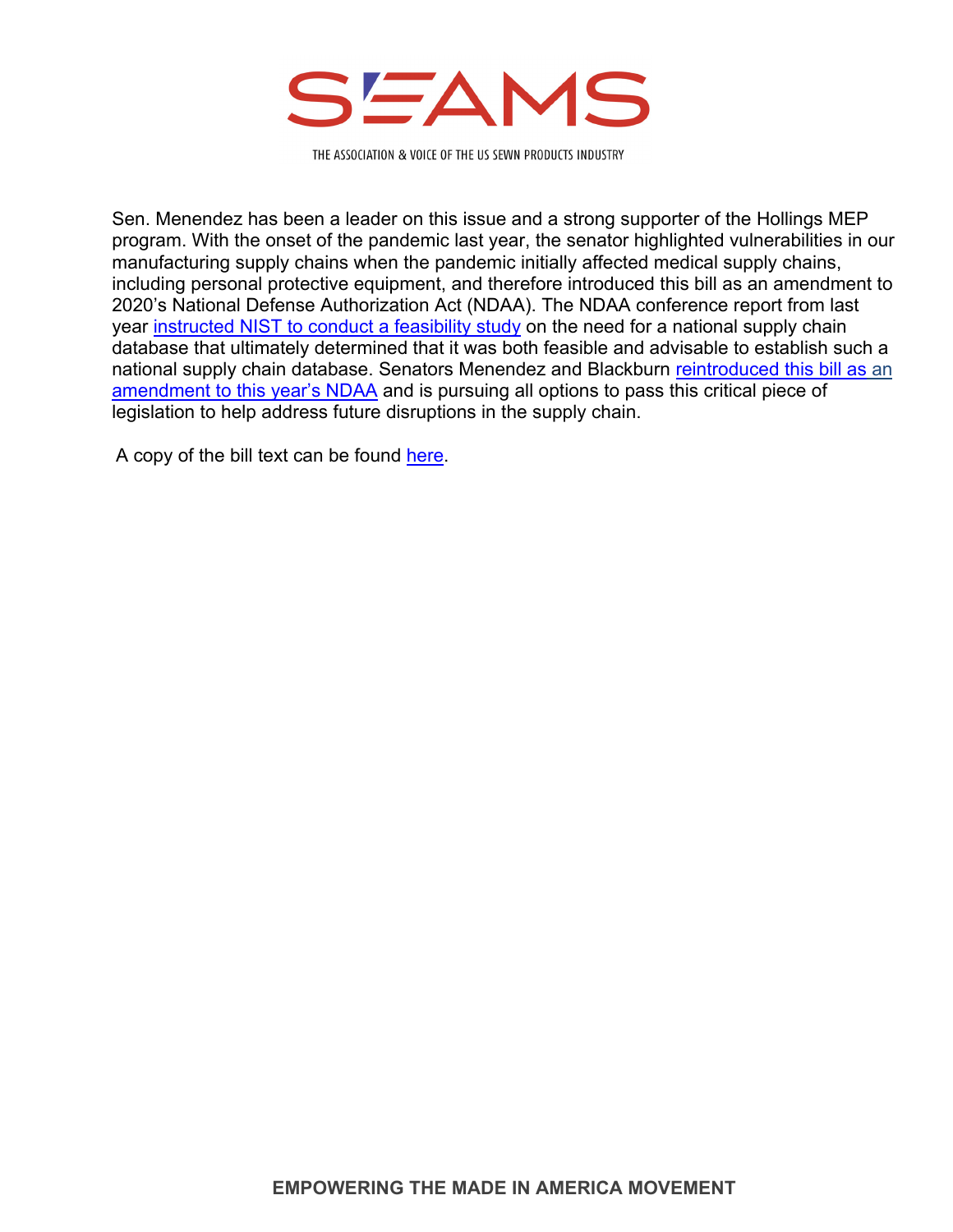Sen. Menendez has been a leader on this issue and a strong supporter of the Hollings MEP program. With the onset of the pandemic last year, the senator highlighted vulnerabilities in our manufacturing supply chains when the pandemic initially affected medical supply chains, including personal protective equipment, and therefore introduced this bill as an amendment to 2020's National Defense Authorization Act (NDAA). The NDAA conference report from last year instructed NIST to conduct a feasibility study on the need for a national supply chain database that ultimately determined that it was both feasible and advisable to establish such a national supply chain database. Senators Menendez and Blackburn reintroduced this bill as an amendment to this year's NDAA and is pursuing all options to pass this critical piece of legislation to help address future disruptions in the supply chain.

A copy of the bill text can be found here.